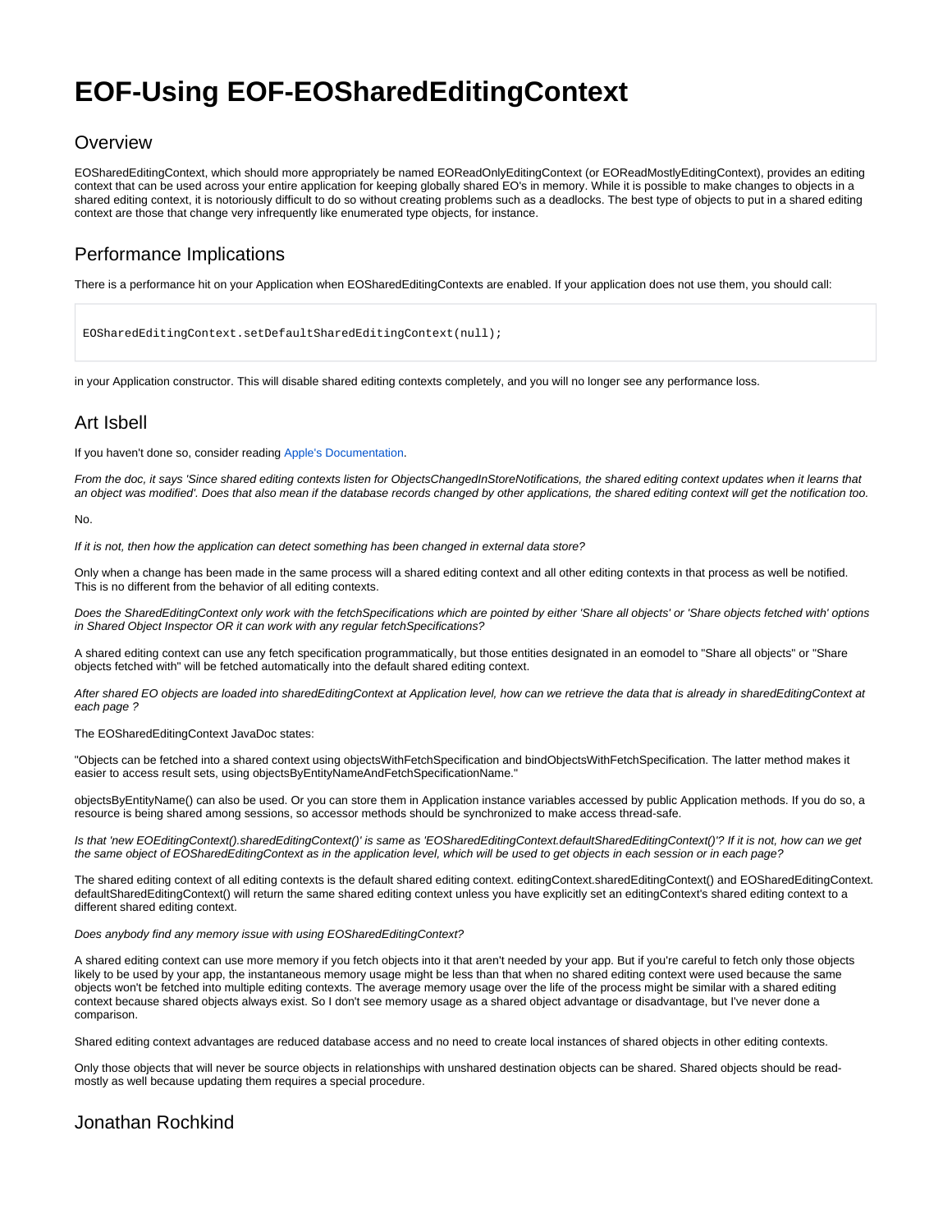# EOF-Using EOF-EOSharedEditingContext

## Overview

EOSharedEditingContext, which should more appropriately be named EOReadOnlyEditingContext (or EOReadMostlyEditingContext), provides an editing context that can be used across your entire application for keeping globally shared EO's in memory. While it is possible to make changes to objects in a shared editing context, it is notoriously difficult to do so without creating problems such as a deadlocks. The best type of objects to put in a shared editing context are those that change very infrequently like enumerated type objects, for instance.

## Performance Implications

There is a performance hit on your Application when EOSharedEditingContexts are enabled. If your application does not use them, you should call:

```
EOSharedEditingContext.setDefaultSharedEditingContext(null);
```

in your Application constructor. This will disable shared editing contexts completely, and you will no longer see any performance loss.

## Art Isbell

If you haven't done so, consider reading Apple's Documentation.

*From the doc, it says 'Since shared editing contexts listen for ObjectsChangedInStoreNotifications, the shared editing context updates when it learns that an object was modified'. Does that also mean if the database records changed by other applications, the shared editing context will get the notification too.*

No.

*If it is not, then how the application can detect something has been changed in external data store?*

Only when a change has been made in the same process will a shared editing context and all other editing contexts in that process as well be notified. This is no different from the behavior of all editing contexts.

*Does the SharedEditingContext only work with the fetchSpecifications which are pointed by either 'Share all objects' or 'Share objects fetched with' options in Shared Object Inspector OR it can work with any regular fetchSpecifications?*

A shared editing context can use any fetch specification programmatically, but those entities designated in an eomodel to "Share all objects" or "Share objects fetched with" will be fetched automatically into the default shared editing context.

*After shared EO objects are loaded into sharedEditingContext at Application level, how can we retrieve the data that is already in sharedEditingContext at each page ?*

The EOSharedEditingContext JavaDoc states:

"Objects can be fetched into a shared context using objectsWithFetchSpecification and bindObjectsWithFetchSpecification. The latter method makes it easier to access result sets, using objectsByEntityNameAndFetchSpecificationName."

objectsByEntityName() can also be used. Or you can store them in Application instance variables accessed by public Application methods. If you do so, a resource is being shared among sessions, so accessor methods should be synchronized to make access thread-safe.

*Is that 'new EOEditingContext().sharedEditingContext()' is same as 'EOSharedEditingContext.defaultSharedEditingContext()'? If it is not, how can we get the same object of EOSharedEditingContext as in the application level, which will be used to get objects in each session or in each page?*

The shared editing context of all editing contexts is the default shared editing context. editingContext.sharedEditingContext() and EOSharedEditingContext. defaultSharedEditingContext() will return the same shared editing context unless you have explicitly set an editingContext's shared editing context to a different shared editing context.

*Does anybody find any memory issue with using EOSharedEditingContext?*

A shared editing context can use more memory if you fetch objects into it that aren't needed by your app. But if you're careful to fetch only those objects likely to be used by your app, the instantaneous memory usage might be less than that when no shared editing context were used because the same objects won't be fetched into multiple editing contexts. The average memory usage over the life of the process might be similar with a shared editing context because shared objects always exist. So I don't see memory usage as a shared object advantage or disadvantage, but I've never done a comparison.

Shared editing context advantages are reduced database access and no need to create local instances of shared objects in other editing contexts.

Only those objects that will never be source objects in relationships with unshared destination objects can be shared. Shared objects should be read-mostly as well because updating them requires a special procedure.

## Jonathan Rochkind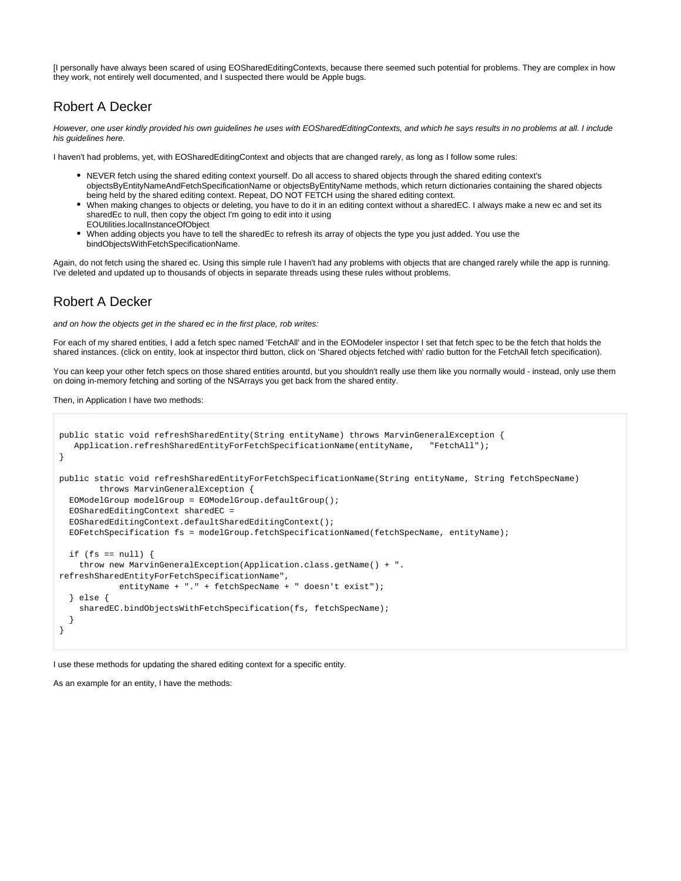[I personally have always been scared of using EOSharedEditingContexts, because there seemed such potential for problems. They are complex in how they work, not entirely well documented, and I suspected there would be Apple bugs.

## Robert A Decker

*However, one user kindly provided his own guidelines he uses with EOSharedEditingContexts, and which he says results in no problems at all. I include his guidelines here.*

I haven't had problems, yet, with EOSharedEditingContext and objects that are changed rarely, as long as I follow some rules:

- NEVER fetch using the shared editing context yourself. Do all access to shared objects through the shared editing context's objectsByEntityNameAndFetchSpecificationName or objectsByEntityName methods, which return dictionaries containing the shared objects being held by the shared editing context. Repeat, DO NOT FETCH using the shared editing context.
- When making changes to objects or deleting, you have to do it in an editing context without a sharedEC. I always make a new ec and set its sharedEc to null, then copy the object I'm going to edit into it using EOUtilities.localInstanceOfObject
- When adding objects you have to tell the sharedEc to refresh its array of objects the type you just added. You use the bindObjectsWithFetchSpecificationName.

Again, do not fetch using the shared ec. Using this simple rule I haven't had any problems with objects that are changed rarely while the app is running. I've deleted and updated up to thousands of objects in separate threads using these rules without problems.

## Robert A Decker

*and on how the objects get in the shared ec in the first place, rob writes:*

For each of my shared entities, I add a fetch spec named 'FetchAll' and in the EOModeler inspector I set that fetch spec to be the fetch that holds the shared instances. (click on entity, look at inspector third button, click on 'Shared objects fetched with' radio button for the FetchAll fetch specification).

You can keep your other fetch specs on those shared entities arountd, but you shouldn't really use them like you normally would - instead, only use them on doing in-memory fetching and sorting of the NSArrays you get back from the shared entity.

Then, in Application I have two methods:

```
public static void refreshSharedEntity(String entityName) throws MarvinGeneralException {
   Application.refreshSharedEntityForFetchSpecificationName(entityName,   "FetchAll");
}

public static void refreshSharedEntityForFetchSpecificationName(String entityName, String fetchSpecName)
        throws MarvinGeneralException {
  EOModelGroup modelGroup = EOModelGroup.defaultGroup();
  EOSharedEditingContext sharedEC =
  EOSharedEditingContext.defaultSharedEditingContext();
  EOFetchSpecification fs = modelGroup.fetchSpecificationNamed(fetchSpecName, entityName);

  if (fs == null) {
    throw new MarvinGeneralException(Application.class.getName() + ".
refreshSharedEntityForFetchSpecificationName",
            entityName + "." + fetchSpecName + " doesn't exist");
  } else {
    sharedEC.bindObjectsWithFetchSpecification(fs, fetchSpecName);
  }
}
```

I use these methods for updating the shared editing context for a specific entity.

As an example for an entity, I have the methods: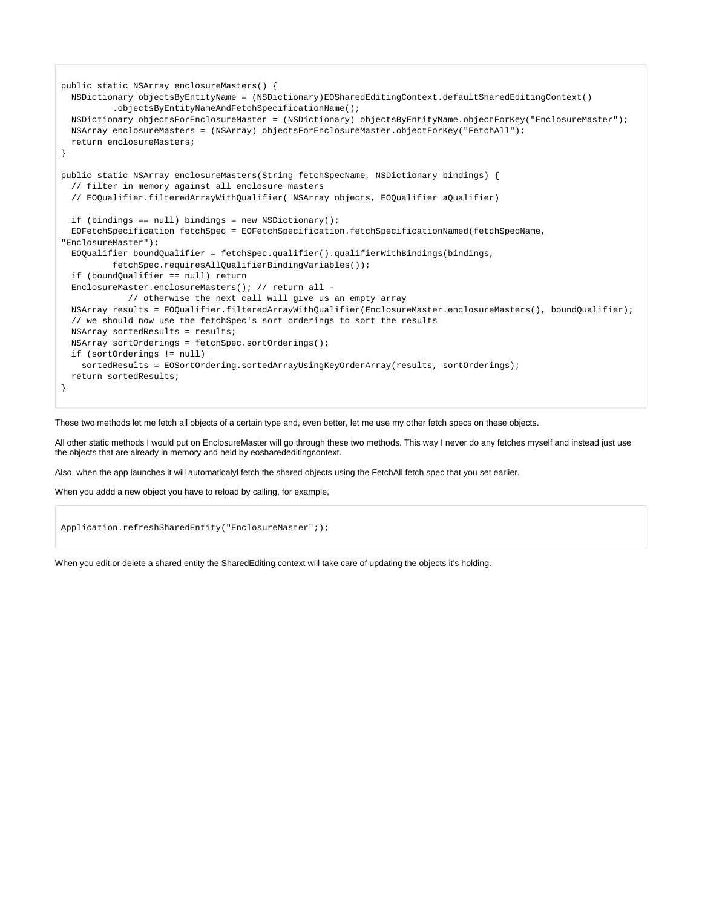```
public static NSArray enclosureMasters() {
  NSDictionary objectsByEntityName = (NSDictionary)EOSharedEditingContext.defaultSharedEditingContext()
          .objectsByEntityNameAndFetchSpecificationName();
  NSDictionary objectsForEnclosureMaster = (NSDictionary) objectsByEntityName.objectForKey("EnclosureMaster");
  NSArray enclosureMasters = (NSArray) objectsForEnclosureMaster.objectForKey("FetchAll");
  return enclosureMasters;
}

public static NSArray enclosureMasters(String fetchSpecName, NSDictionary bindings) {
  // filter in memory against all enclosure masters
  // EOQualifier.filteredArrayWithQualifier( NSArray objects, EOQualifier aQualifier)

  if (bindings == null) bindings = new NSDictionary();
  EOFetchSpecification fetchSpec = EOFetchSpecification.fetchSpecificationNamed(fetchSpecName,
"EnclosureMaster");
  EOQualifier boundQualifier = fetchSpec.qualifier().qualifierWithBindings(bindings,
          fetchSpec.requiresAllQualifierBindingVariables());
  if (boundQualifier == null) return
  EnclosureMaster.enclosureMasters(); // return all -
            // otherwise the next call will give us an empty array
  NSArray results = EOQualifier.filteredArrayWithQualifier(EnclosureMaster.enclosureMasters(), boundQualifier);
  // we should now use the fetchSpec's sort orderings to sort the results
  NSArray sortedResults = results;
  NSArray sortOrderings = fetchSpec.sortOrderings();
  if (sortOrderings != null)
    sortedResults = EOSortOrdering.sortedArrayUsingKeyOrderArray(results, sortOrderings);
  return sortedResults;
}
```

These two methods let me fetch all objects of a certain type and, even better, let me use my other fetch specs on these objects.

All other static methods I would put on EnclosureMaster will go through these two methods. This way I never do any fetches myself and instead just use the objects that are already in memory and held by eosharededitingcontext.

Also, when the app launches it will automaticalyl fetch the shared objects using the FetchAll fetch spec that you set earlier.

When you addd a new object you have to reload by calling, for example,

```
Application.refreshSharedEntity("EnclosureMaster";);
```

When you edit or delete a shared entity the SharedEditing context will take care of updating the objects it's holding.